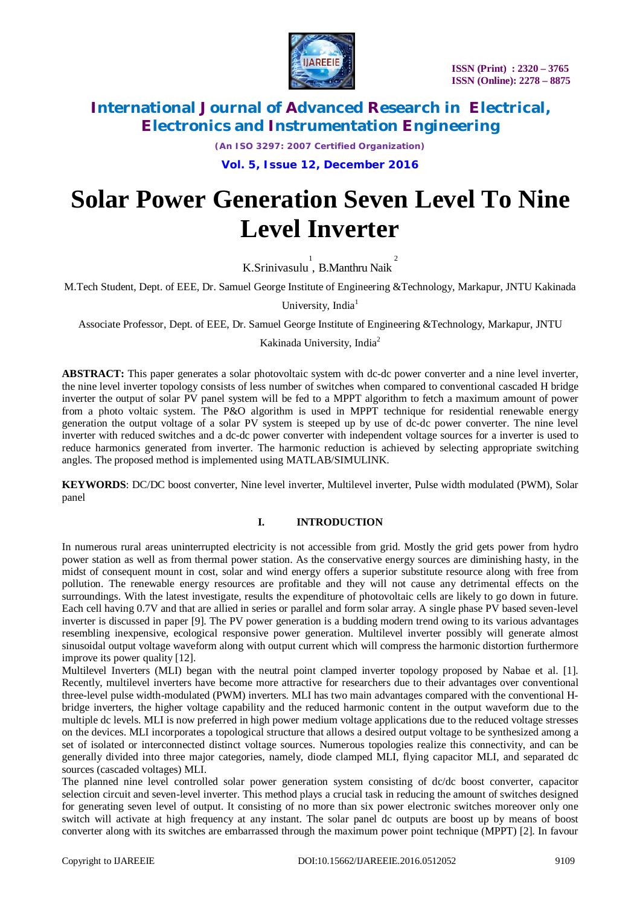# Solar Power Generation Seven Level To Nine Level Inverter

K.Srinivasulu [1], B.Manthru Naik [2]

M.Tech Student, Dept. of EEE, Dr. Samuel George Institute of Engineering &Technology, Markapur, JNTU Kakinada University, India[1]

Associate Professor, Dept. of EEE, Dr. Samuel George Institute of Engineering &Technology, Markapur, JNTU Kakinada University, India[2]

**ABSTRACT:** This paper generates a solar photovoltaic system with dc-dc power converter and a nine level inverter, the nine level inverter topology consists of less number of switches when compared to conventional cascaded H bridge inverter the output of solar PV panel system will be fed to a MPPT algorithm to fetch a maximum amount of power from a photo voltaic system. The P&O algorithm is used in MPPT technique for residential renewable energy generation the output voltage of a solar PV system is steeped up by use of dc-dc power converter. The nine level inverter with reduced switches and a dc-dc power converter with independent voltage sources for a inverter is used to reduce harmonics generated from inverter. The harmonic reduction is achieved by selecting appropriate switching angles. The proposed method is implemented using MATLAB/SIMULINK.

**KEYWORDS**: DC/DC boost converter, Nine level inverter, Multilevel inverter, Pulse width modulated (PWM), Solar panel

## I. INTRODUCTION

In numerous rural areas uninterrupted electricity is not accessible from grid. Mostly the grid gets power from hydro power station as well as from thermal power station. As the conservative energy sources are diminishing hasty, in the midst of consequent mount in cost, solar and wind energy offers a superior substitute resource along with free from pollution. The renewable energy resources are profitable and they will not cause any detrimental effects on the surroundings. With the latest investigate, results the expenditure of photovoltaic cells are likely to go down in future. Each cell having 0.7V and that are allied in series or parallel and form solar array. A single phase PV based seven-level inverter is discussed in paper [9]. The PV power generation is a budding modern trend owing to its various advantages resembling inexpensive, ecological responsive power generation. Multilevel inverter possibly will generate almost sinusoidal output voltage waveform along with output current which will compress the harmonic distortion furthermore improve its power quality [12].

Multilevel Inverters (MLI) began with the neutral point clamped inverter topology proposed by Nabae et al. [1]. Recently, multilevel inverters have become more attractive for researchers due to their advantages over conventional three-level pulse width-modulated (PWM) inverters. MLI has two main advantages compared with the conventional H-bridge inverters, the higher voltage capability and the reduced harmonic content in the output waveform due to the multiple dc levels. MLI is now preferred in high power medium voltage applications due to the reduced voltage stresses on the devices. MLI incorporates a topological structure that allows a desired output voltage to be synthesized among a set of isolated or interconnected distinct voltage sources. Numerous topologies realize this connectivity, and can be generally divided into three major categories, namely, diode clamped MLI, flying capacitor MLI, and separated dc sources (cascaded voltages) MLI.

The planned nine level controlled solar power generation system consisting of dc/dc boost converter, capacitor selection circuit and seven-level inverter. This method plays a crucial task in reducing the amount of switches designed for generating seven level of output. It consisting of no more than six power electronic switches moreover only one switch will activate at high frequency at any instant. The solar panel dc outputs are boost up by means of boost converter along with its switches are embarrassed through the maximum power point technique (MPPT) [2]. In favour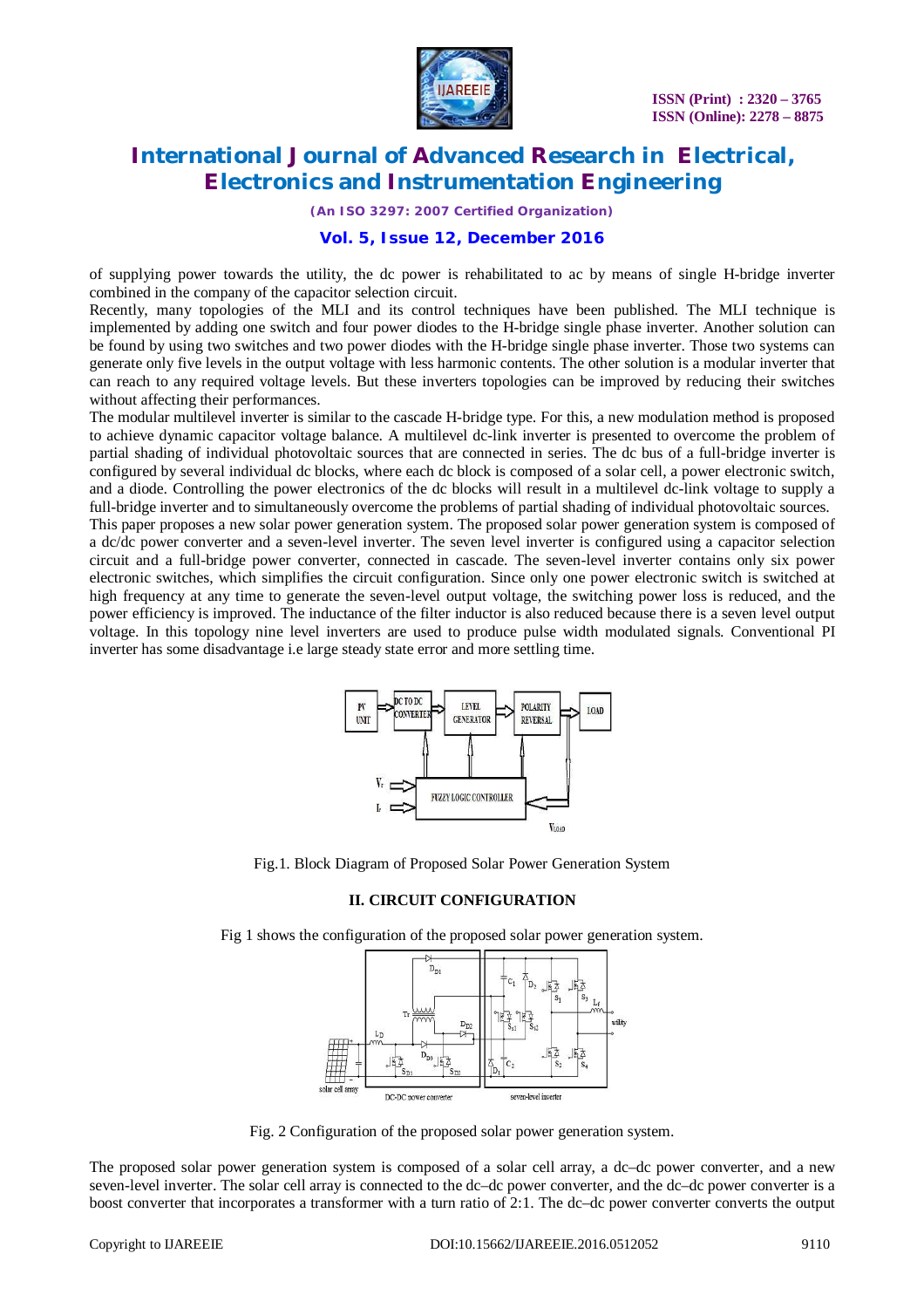of supplying power towards the utility, the dc power is rehabilitated to ac by means of single H-bridge inverter combined in the company of the capacitor selection circuit.

Recently, many topologies of the MLI and its control techniques have been published. The MLI technique is implemented by adding one switch and four power diodes to the H-bridge single phase inverter. Another solution can be found by using two switches and two power diodes with the H-bridge single phase inverter. Those two systems can generate only five levels in the output voltage with less harmonic contents. The other solution is a modular inverter that can reach to any required voltage levels. But these inverters topologies can be improved by reducing their switches without affecting their performances.

The modular multilevel inverter is similar to the cascade H-bridge type. For this, a new modulation method is proposed to achieve dynamic capacitor voltage balance. A multilevel dc-link inverter is presented to overcome the problem of partial shading of individual photovoltaic sources that are connected in series. The dc bus of a full-bridge inverter is configured by several individual dc blocks, where each dc block is composed of a solar cell, a power electronic switch, and a diode. Controlling the power electronics of the dc blocks will result in a multilevel dc-link voltage to supply a full-bridge inverter and to simultaneously overcome the problems of partial shading of individual photovoltaic sources.

This paper proposes a new solar power generation system. The proposed solar power generation system is composed of a dc/dc power converter and a seven-level inverter. The seven level inverter is configured using a capacitor selection circuit and a full-bridge power converter, connected in cascade. The seven-level inverter contains only six power electronic switches, which simplifies the circuit configuration. Since only one power electronic switch is switched at high frequency at any time to generate the seven-level output voltage, the switching power loss is reduced, and the power efficiency is improved. The inductance of the filter inductor is also reduced because there is a seven level output voltage. In this topology nine level inverters are used to produce pulse width modulated signals. Conventional PI inverter has some disadvantage i.e large steady state error and more settling time.

Fig.1. Block Diagram of Proposed Solar Power Generation System

## II. CIRCUIT CONFIGURATION

Fig 1 shows the configuration of the proposed solar power generation system.

Fig. 2 Configuration of the proposed solar power generation system.

The proposed solar power generation system is composed of a solar cell array, a dc–dc power converter, and a new seven-level inverter. The solar cell array is connected to the dc–dc power converter, and the dc–dc power converter is a boost converter that incorporates a transformer with a turn ratio of 2:1. The dc–dc power converter converts the output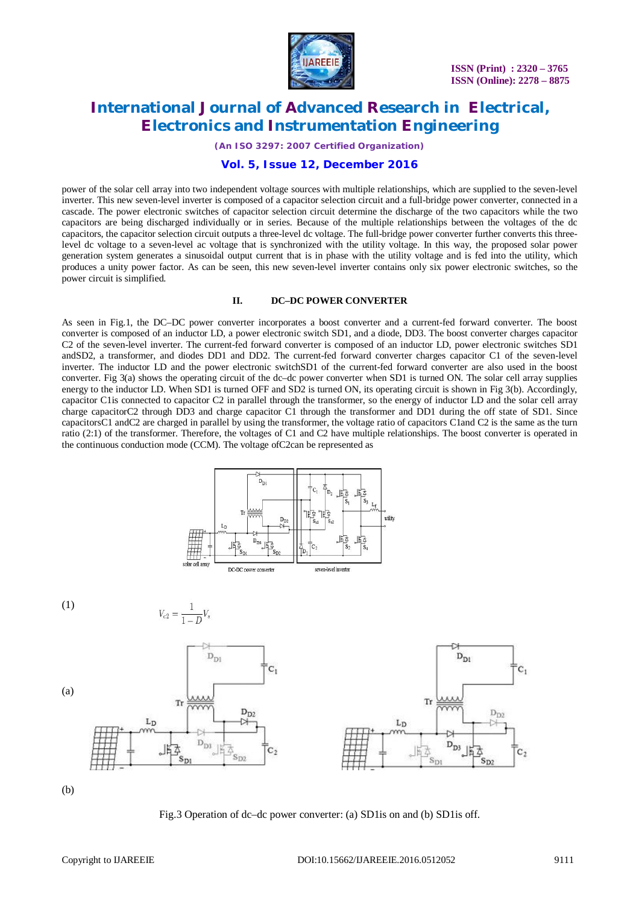power of the solar cell array into two independent voltage sources with multiple relationships, which are supplied to the seven-level inverter. This new seven-level inverter is composed of a capacitor selection circuit and a full-bridge power converter, connected in a cascade. The power electronic switches of capacitor selection circuit determine the discharge of the two capacitors while the two capacitors are being discharged individually or in series. Because of the multiple relationships between the voltages of the dc capacitors, the capacitor selection circuit outputs a three-level dc voltage. The full-bridge power converter further converts this three-level dc voltage to a seven-level ac voltage that is synchronized with the utility voltage. In this way, the proposed solar power generation system generates a sinusoidal output current that is in phase with the utility voltage and is fed into the utility, which produces a unity power factor. As can be seen, this new seven-level inverter contains only six power electronic switches, so the power circuit is simplified.

## II. DC–DC POWER CONVERTER

As seen in Fig.1, the DC–DC power converter incorporates a boost converter and a current-fed forward converter. The boost converter is composed of an inductor LD, a power electronic switch SD1, and a diode, DD3. The boost converter charges capacitor C2 of the seven-level inverter. The current-fed forward converter is composed of an inductor LD, power electronic switches SD1 andSD2, a transformer, and diodes DD1 and DD2. The current-fed forward converter charges capacitor C1 of the seven-level inverter. The inductor LD and the power electronic switchSD1 of the current-fed forward converter are also used in the boost converter. Fig 3(a) shows the operating circuit of the dc–dc power converter when SD1 is turned ON. The solar cell array supplies energy to the inductor LD. When SD1 is turned OFF and SD2 is turned ON, its operating circuit is shown in Fig 3(b). Accordingly, capacitor C1is connected to capacitor C2 in parallel through the transformer, so the energy of inductor LD and the solar cell array charge capacitorC2 through DD3 and charge capacitor C1 through the transformer and DD1 during the off state of SD1. Since capacitorsC1 andC2 are charged in parallel by using the transformer, the voltage ratio of capacitors C1and C2 is the same as the turn ratio (2:1) of the transformer. Therefore, the voltages of C1 and C2 have multiple relationships. The boost converter is operated in the continuous conduction mode (CCM). The voltage ofC2can be represented as

(1)

$$V_{c2} = \frac{1}{1-D} V_s$$

(a)

(b)

Fig.3 Operation of dc–dc power converter: (a) SD1is on and (b) SD1is off.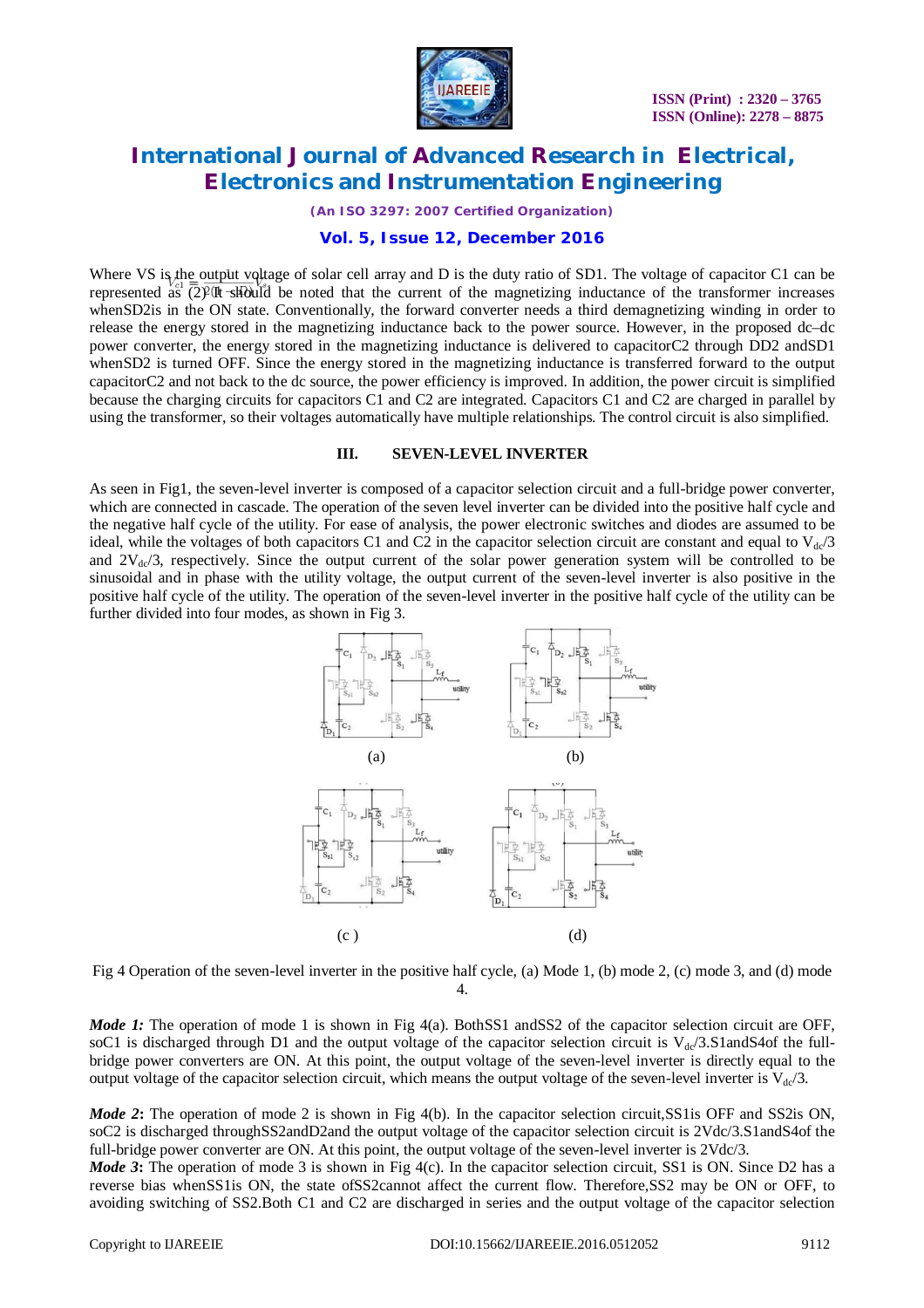Where VS is the output voltage of solar cell array and D is the duty ratio of SD1. The voltage of capacitor C1 can be represented as $V_{c1} = \frac{V_s}{2}$ (2) It should be noted that the current of the magnetizing inductance of the transformer increases whenSD2is in the ON state. Conventionally, the forward converter needs a third demagnetizing winding in order to release the energy stored in the magnetizing inductance back to the power source. However, in the proposed dc–dc power converter, the energy stored in the magnetizing inductance is delivered to capacitorC2 through DD2 andSD1 whenSD2 is turned OFF. Since the energy stored in the magnetizing inductance is transferred forward to the output capacitorC2 and not back to the dc source, the power efficiency is improved. In addition, the power circuit is simplified because the charging circuits for capacitors C1 and C2 are integrated. Capacitors C1 and C2 are charged in parallel by using the transformer, so their voltages automatically have multiple relationships. The control circuit is also simplified.

## III. SEVEN-LEVEL INVERTER

As seen in Fig1, the seven-level inverter is composed of a capacitor selection circuit and a full-bridge power converter, which are connected in cascade. The operation of the seven level inverter can be divided into the positive half cycle and the negative half cycle of the utility. For ease of analysis, the power electronic switches and diodes are assumed to be ideal, while the voltages of both capacitors C1 and C2 in the capacitor selection circuit are constant and equal to $V_{dc}/3$ and $2V_{dc}/3$, respectively. Since the output current of the solar power generation system will be controlled to be sinusoidal and in phase with the utility voltage, the output current of the seven-level inverter is also positive in the positive half cycle of the utility. The operation of the seven-level inverter in the positive half cycle of the utility can be further divided into four modes, as shown in Fig 3.

(a) (b)

(c ) (d)

Fig 4 Operation of the seven-level inverter in the positive half cycle, (a) Mode 1, (b) mode 2, (c) mode 3, and (d) mode 4.

***Mode 1:*** The operation of mode 1 is shown in Fig 4(a). BothSS1 andSS2 of the capacitor selection circuit are OFF, soC1 is discharged through D1 and the output voltage of the capacitor selection circuit is $V_{dc}/3$.S1andS4of the full-bridge power converters are ON. At this point, the output voltage of the seven-level inverter is directly equal to the output voltage of the capacitor selection circuit, which means the output voltage of the seven-level inverter is $V_{dc}/3$.

***Mode 2*:** The operation of mode 2 is shown in Fig 4(b). In the capacitor selection circuit,SS1is OFF and SS2is ON, soC2 is discharged throughSS2andD2and the output voltage of the capacitor selection circuit is 2Vdc/3.S1andS4of the full-bridge power converter are ON. At this point, the output voltage of the seven-level inverter is 2Vdc/3.

***Mode 3*:** The operation of mode 3 is shown in Fig 4(c). In the capacitor selection circuit, SS1 is ON. Since D2 has a reverse bias whenSS1is ON, the state ofSS2cannot affect the current flow. Therefore,SS2 may be ON or OFF, to avoiding switching of SS2.Both C1 and C2 are discharged in series and the output voltage of the capacitor selection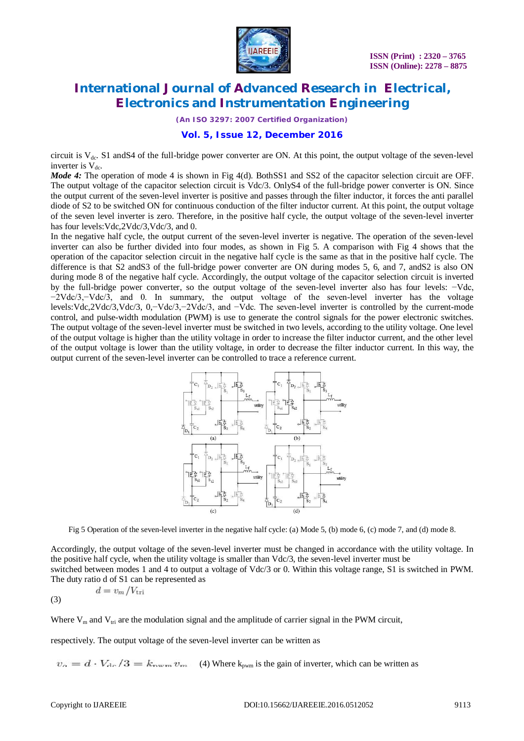circuit is $V_{dc}$. S1 andS4 of the full-bridge power converter are ON. At this point, the output voltage of the seven-level inverter is $V_{dc}$.

***Mode 4:*** The operation of mode 4 is shown in Fig 4(d). BothSS1 and SS2 of the capacitor selection circuit are OFF. The output voltage of the capacitor selection circuit is Vdc/3. OnlyS4 of the full-bridge power converter is ON. Since the output current of the seven-level inverter is positive and passes through the filter inductor, it forces the anti parallel diode of S2 to be switched ON for continuous conduction of the filter inductor current. At this point, the output voltage of the seven level inverter is zero. Therefore, in the positive half cycle, the output voltage of the seven-level inverter has four levels:Vdc,2Vdc/3,Vdc/3, and 0.

In the negative half cycle, the output current of the seven-level inverter is negative. The operation of the seven-level inverter can also be further divided into four modes, as shown in Fig 5. A comparison with Fig 4 shows that the operation of the capacitor selection circuit in the negative half cycle is the same as that in the positive half cycle. The difference is that S2 andS3 of the full-bridge power converter are ON during modes 5, 6, and 7, andS2 is also ON during mode 8 of the negative half cycle. Accordingly, the output voltage of the capacitor selection circuit is inverted by the full-bridge power converter, so the output voltage of the seven-level inverter also has four levels: −Vdc, −2Vdc/3,−Vdc/3, and 0. In summary, the output voltage of the seven-level inverter has the voltage levels:Vdc,2Vdc/3,Vdc/3, 0,−Vdc/3,−2Vdc/3, and −Vdc. The seven-level inverter is controlled by the current-mode control, and pulse-width modulation (PWM) is use to generate the control signals for the power electronic switches. The output voltage of the seven-level inverter must be switched in two levels, according to the utility voltage. One level of the output voltage is higher than the utility voltage in order to increase the filter inductor current, and the other level of the output voltage is lower than the utility voltage, in order to decrease the filter inductor current. In this way, the output current of the seven-level inverter can be controlled to trace a reference current.

Fig 5 Operation of the seven-level inverter in the negative half cycle: (a) Mode 5, (b) mode 6, (c) mode 7, and (d) mode 8.

Accordingly, the output voltage of the seven-level inverter must be changed in accordance with the utility voltage. In the positive half cycle, when the utility voltage is smaller than Vdc/3, the seven-level inverter must be switched between modes 1 and 4 to output a voltage of Vdc/3 or 0. Within this voltage range, S1 is switched in PWM. The duty ratio d of S1 can be represented as

$$d = v_m / V_{\text{tri}} \quad (3)$$

Where $V_m$ and $V_{tri}$ are the modulation signal and the amplitude of carrier signal in the PWM circuit,

respectively. The output voltage of the seven-level inverter can be written as

$$v_o = d \cdot V_{dc}/3 = k_{pwm} v_m \quad (4)$$

Where $k_{pwm}$ is the gain of inverter, which can be written as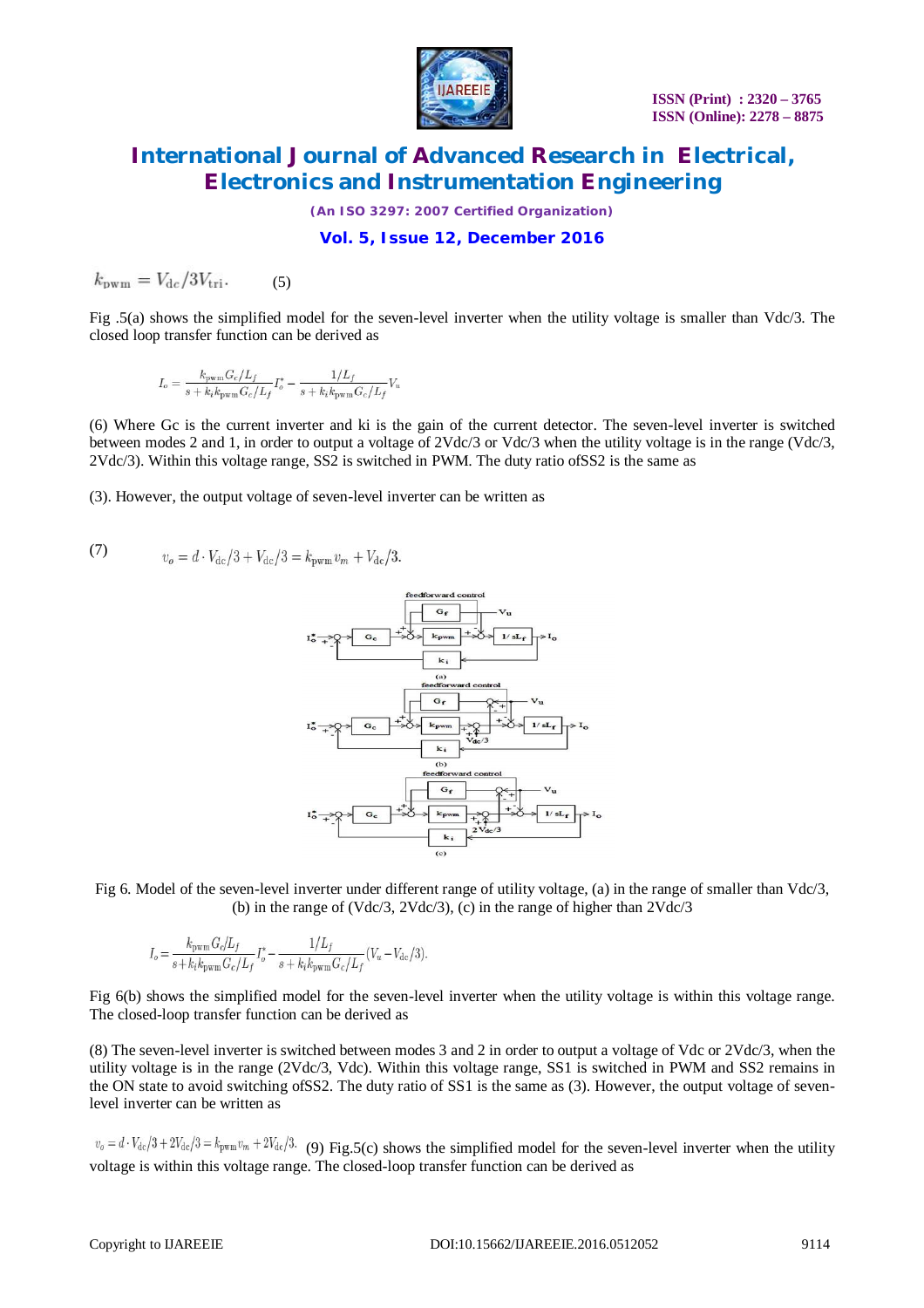$$k_{\rm pwm} = V_{\rm dc}/3V_{\rm tri}. \quad (5)$$

Fig .5(a) shows the simplified model for the seven-level inverter when the utility voltage is smaller than Vdc/3. The closed loop transfer function can be derived as

$$I_o = \frac{k_{\rm pwm} G_c/L_f}{s + k_i k_{\rm pwm} G_c/L_f} I_o^* - \frac{1/L_f}{s + k_i k_{\rm pwm} G_c/L_f} V_u$$

(6) Where Gc is the current inverter and ki is the gain of the current detector. The seven-level inverter is switched between modes 2 and 1, in order to output a voltage of 2Vdc/3 or Vdc/3 when the utility voltage is in the range (Vdc/3, 2Vdc/3). Within this voltage range, SS2 is switched in PWM. The duty ratio ofSS2 is the same as

(3). However, the output voltage of seven-level inverter can be written as

(7) $$v_o = d \cdot V_{\rm dc}/3 + V_{\rm dc}/3 = k_{\rm pwm} v_m + V_{\rm dc}/3.$$

Fig 6. Model of the seven-level inverter under different range of utility voltage, (a) in the range of smaller than Vdc/3, (b) in the range of (Vdc/3, 2Vdc/3), (c) in the range of higher than 2Vdc/3

$$I_o = \frac{k_{\rm pwm} G_c/L_f}{s + k_i k_{\rm pwm} G_c/L_f} I_o^* - \frac{1/L_f}{s + k_i k_{\rm pwm} G_c/L_f} (V_u - V_{\rm dc}/3).$$

Fig 6(b) shows the simplified model for the seven-level inverter when the utility voltage is within this voltage range. The closed-loop transfer function can be derived as

(8) The seven-level inverter is switched between modes 3 and 2 in order to output a voltage of Vdc or 2Vdc/3, when the utility voltage is in the range (2Vdc/3, Vdc). Within this voltage range, SS1 is switched in PWM and SS2 remains in the ON state to avoid switching ofSS2. The duty ratio of SS1 is the same as (3). However, the output voltage of seven-level inverter can be written as

$v_o = d \cdot V_{\rm dc}/3 + 2V_{\rm dc}/3 = k_{\rm pwm} v_m + 2V_{\rm dc}/3.$ (9) Fig.5(c) shows the simplified model for the seven-level inverter when the utility voltage is within this voltage range. The closed-loop transfer function can be derived as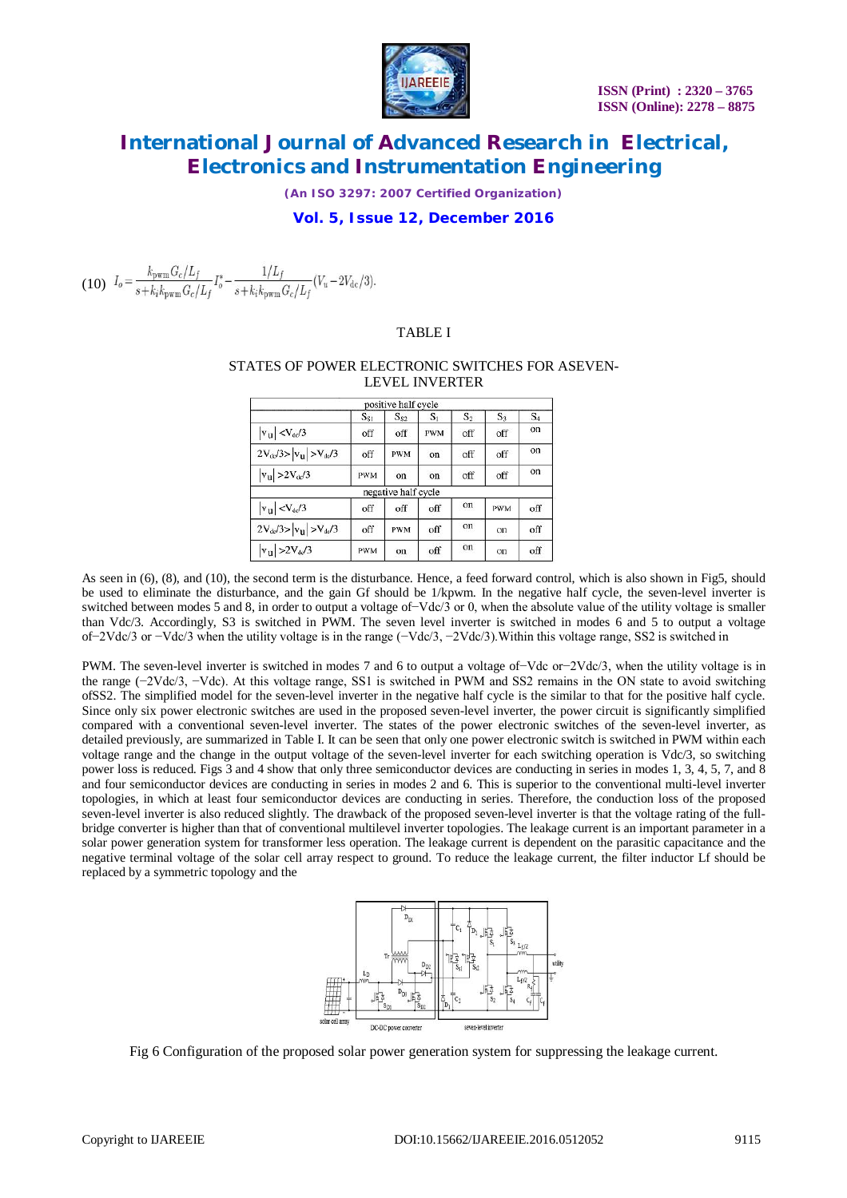(10) $I_o = \frac{k_{pwm} G_c / L_f}{s + k_i k_{pwm} G_c / L_f} I_o^* - \frac{1/L_f}{s + k_i k_{pwm} G_c / L_f} (V_u - 2V_{dc}/3).$

TABLE I

STATES OF POWER ELECTRONIC SWITCHES FOR ASEVEN-LEVEL INVERTER

| | $S_{S1}$ | $S_{S2}$ | $S_1$ | $S_2$ | $S_3$ | $S_4$ |
|---|---|---|---|---|---|---|
| positive half cycle | | | | | | |
| $\|v_u\| < V_{dc}/3$ | off | off | PWM | off | off | on |
| $2V_{dc}/3 > \|v_u\| > V_{dc}/3$ | off | PWM | on | off | off | on |
| $\|v_u\| > 2V_{dc}/3$ | PWM | on | on | off | off | on |
| negative half cycle | | | | | | |
| $\|v_u\| < V_{dc}/3$ | off | off | off | on | PWM | off |
| $2V_{dc}/3 > \|v_u\| > V_{dc}/3$ | off | PWM | off | on | on | off |
| $\|v_u\| > 2V_{dc}/3$ | PWM | on | off | on | on | off |

As seen in (6), (8), and (10), the second term is the disturbance. Hence, a feed forward control, which is also shown in Fig5, should be used to eliminate the disturbance, and the gain Gf should be 1/kpwm. In the negative half cycle, the seven-level inverter is switched between modes 5 and 8, in order to output a voltage of−Vdc/3 or 0, when the absolute value of the utility voltage is smaller than Vdc/3. Accordingly, S3 is switched in PWM. The seven level inverter is switched in modes 6 and 5 to output a voltage of−2Vdc/3 or −Vdc/3 when the utility voltage is in the range (−Vdc/3, −2Vdc/3).Within this voltage range, SS2 is switched in

PWM. The seven-level inverter is switched in modes 7 and 6 to output a voltage of−Vdc or−2Vdc/3, when the utility voltage is in the range (−2Vdc/3, −Vdc). At this voltage range, SS1 is switched in PWM and SS2 remains in the ON state to avoid switching ofSS2. The simplified model for the seven-level inverter in the negative half cycle is the similar to that for the positive half cycle. Since only six power electronic switches are used in the proposed seven-level inverter, the power circuit is significantly simplified compared with a conventional seven-level inverter. The states of the power electronic switches of the seven-level inverter, as detailed previously, are summarized in Table I. It can be seen that only one power electronic switch is switched in PWM within each voltage range and the change in the output voltage of the seven-level inverter for each switching operation is Vdc/3, so switching power loss is reduced. Figs 3 and 4 show that only three semiconductor devices are conducting in series in modes 1, 3, 4, 5, 7, and 8 and four semiconductor devices are conducting in series in modes 2 and 6. This is superior to the conventional multi-level inverter topologies, in which at least four semiconductor devices are conducting in series. Therefore, the conduction loss of the proposed seven-level inverter is also reduced slightly. The drawback of the proposed seven-level inverter is that the voltage rating of the full-bridge converter is higher than that of conventional multilevel inverter topologies. The leakage current is an important parameter in a solar power generation system for transformer less operation. The leakage current is dependent on the parasitic capacitance and the negative terminal voltage of the solar cell array respect to ground. To reduce the leakage current, the filter inductor Lf should be replaced by a symmetric topology and the

Fig 6 Configuration of the proposed solar power generation system for suppressing the leakage current.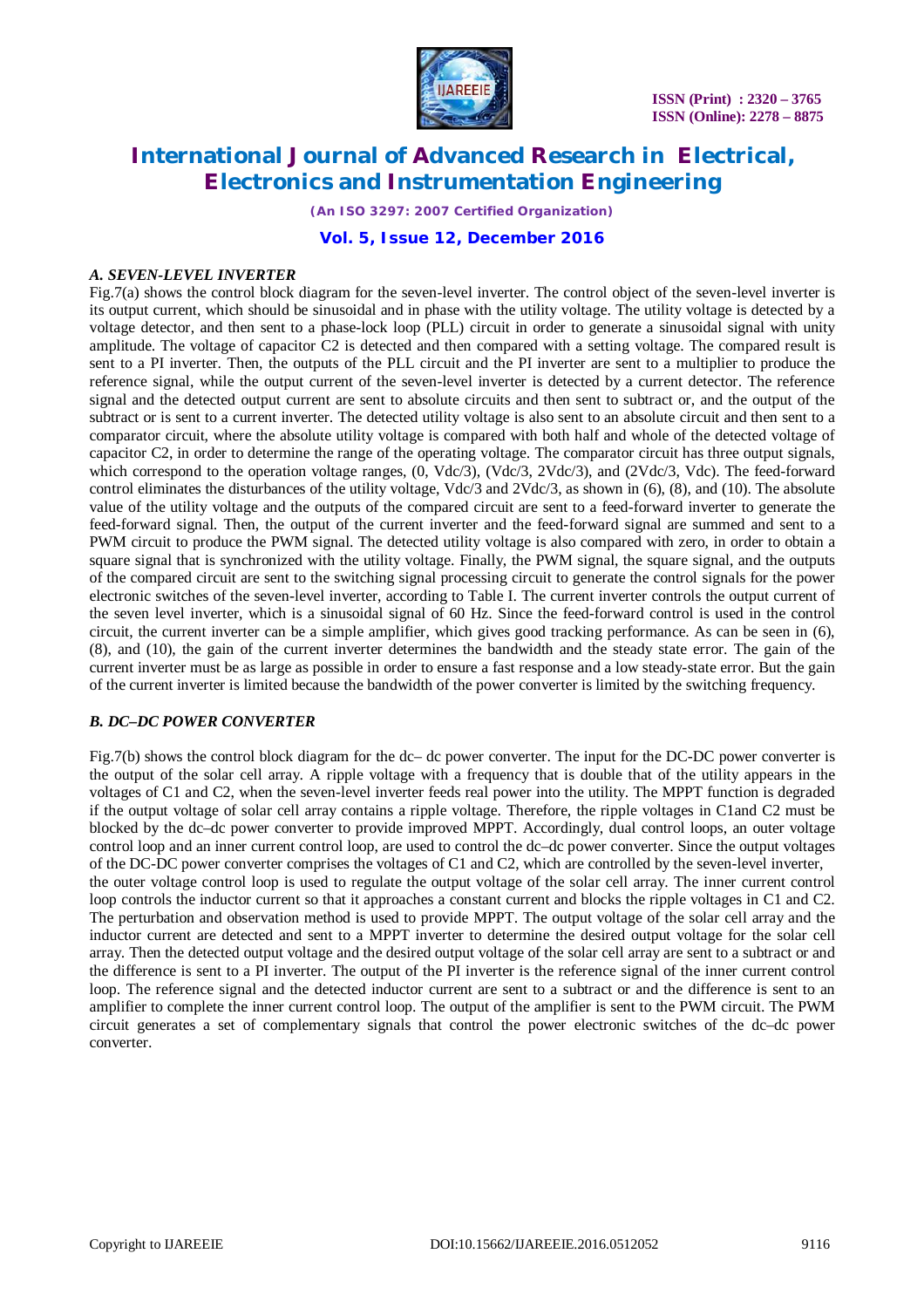### *A. SEVEN-LEVEL INVERTER*

Fig.7(a) shows the control block diagram for the seven-level inverter. The control object of the seven-level inverter is its output current, which should be sinusoidal and in phase with the utility voltage. The utility voltage is detected by a voltage detector, and then sent to a phase-lock loop (PLL) circuit in order to generate a sinusoidal signal with unity amplitude. The voltage of capacitor C2 is detected and then compared with a setting voltage. The compared result is sent to a PI inverter. Then, the outputs of the PLL circuit and the PI inverter are sent to a multiplier to produce the reference signal, while the output current of the seven-level inverter is detected by a current detector. The reference signal and the detected output current are sent to absolute circuits and then sent to subtract or, and the output of the subtract or is sent to a current inverter. The detected utility voltage is also sent to an absolute circuit and then sent to a comparator circuit, where the absolute utility voltage is compared with both half and whole of the detected voltage of capacitor C2, in order to determine the range of the operating voltage. The comparator circuit has three output signals, which correspond to the operation voltage ranges, (0, Vdc/3), (Vdc/3, 2Vdc/3), and (2Vdc/3, Vdc). The feed-forward control eliminates the disturbances of the utility voltage, Vdc/3 and 2Vdc/3, as shown in (6), (8), and (10). The absolute value of the utility voltage and the outputs of the compared circuit are sent to a feed-forward inverter to generate the feed-forward signal. Then, the output of the current inverter and the feed-forward signal are summed and sent to a PWM circuit to produce the PWM signal. The detected utility voltage is also compared with zero, in order to obtain a square signal that is synchronized with the utility voltage. Finally, the PWM signal, the square signal, and the outputs of the compared circuit are sent to the switching signal processing circuit to generate the control signals for the power electronic switches of the seven-level inverter, according to Table I. The current inverter controls the output current of the seven level inverter, which is a sinusoidal signal of 60 Hz. Since the feed-forward control is used in the control circuit, the current inverter can be a simple amplifier, which gives good tracking performance. As can be seen in (6), (8), and (10), the gain of the current inverter determines the bandwidth and the steady state error. The gain of the current inverter must be as large as possible in order to ensure a fast response and a low steady-state error. But the gain of the current inverter is limited because the bandwidth of the power converter is limited by the switching frequency.

### *B. DC–DC POWER CONVERTER*

Fig.7(b) shows the control block diagram for the dc– dc power converter. The input for the DC-DC power converter is the output of the solar cell array. A ripple voltage with a frequency that is double that of the utility appears in the voltages of C1 and C2, when the seven-level inverter feeds real power into the utility. The MPPT function is degraded if the output voltage of solar cell array contains a ripple voltage. Therefore, the ripple voltages in C1and C2 must be blocked by the dc–dc power converter to provide improved MPPT. Accordingly, dual control loops, an outer voltage control loop and an inner current control loop, are used to control the dc–dc power converter. Since the output voltages of the DC-DC power converter comprises the voltages of C1 and C2, which are controlled by the seven-level inverter, the outer voltage control loop is used to regulate the output voltage of the solar cell array. The inner current control loop controls the inductor current so that it approaches a constant current and blocks the ripple voltages in C1 and C2. The perturbation and observation method is used to provide MPPT. The output voltage of the solar cell array and the inductor current are detected and sent to a MPPT inverter to determine the desired output voltage for the solar cell array. Then the detected output voltage and the desired output voltage of the solar cell array are sent to a subtract or and the difference is sent to a PI inverter. The output of the PI inverter is the reference signal of the inner current control loop. The reference signal and the detected inductor current are sent to a subtract or and the difference is sent to an amplifier to complete the inner current control loop. The output of the amplifier is sent to the PWM circuit. The PWM circuit generates a set of complementary signals that control the power electronic switches of the dc–dc power converter.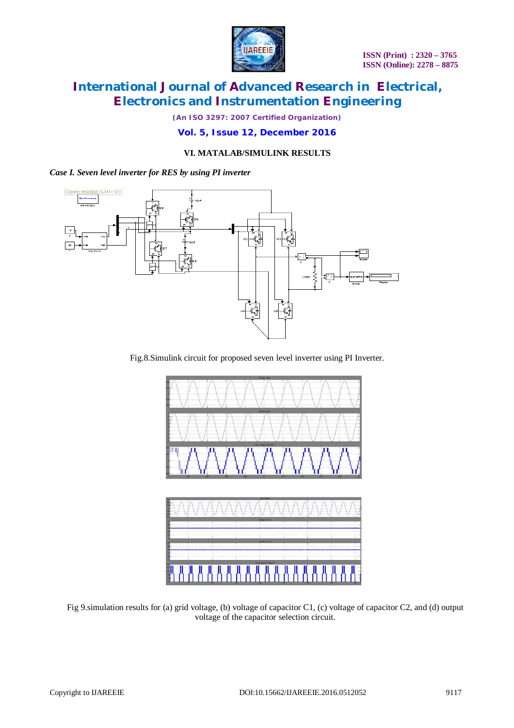## VI. MATLAB/SIMULINK RESULTS

*Case I. Seven level inverter for RES by using PI inverter*

Fig.8.Simulink circuit for proposed seven level inverter using PI Inverter.

Fig 9.simulation results for (a) grid voltage, (b) voltage of capacitor C1, (c) voltage of capacitor C2, and (d) output voltage of the capacitor selection circuit.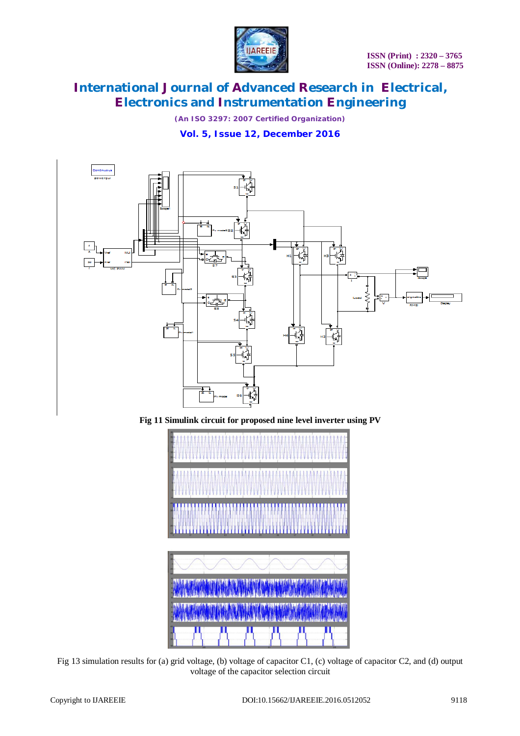Fig 11 Simulink circuit for proposed nine level inverter using PV

Fig 13 simulation results for (a) grid voltage, (b) voltage of capacitor C1, (c) voltage of capacitor C2, and (d) output voltage of the capacitor selection circuit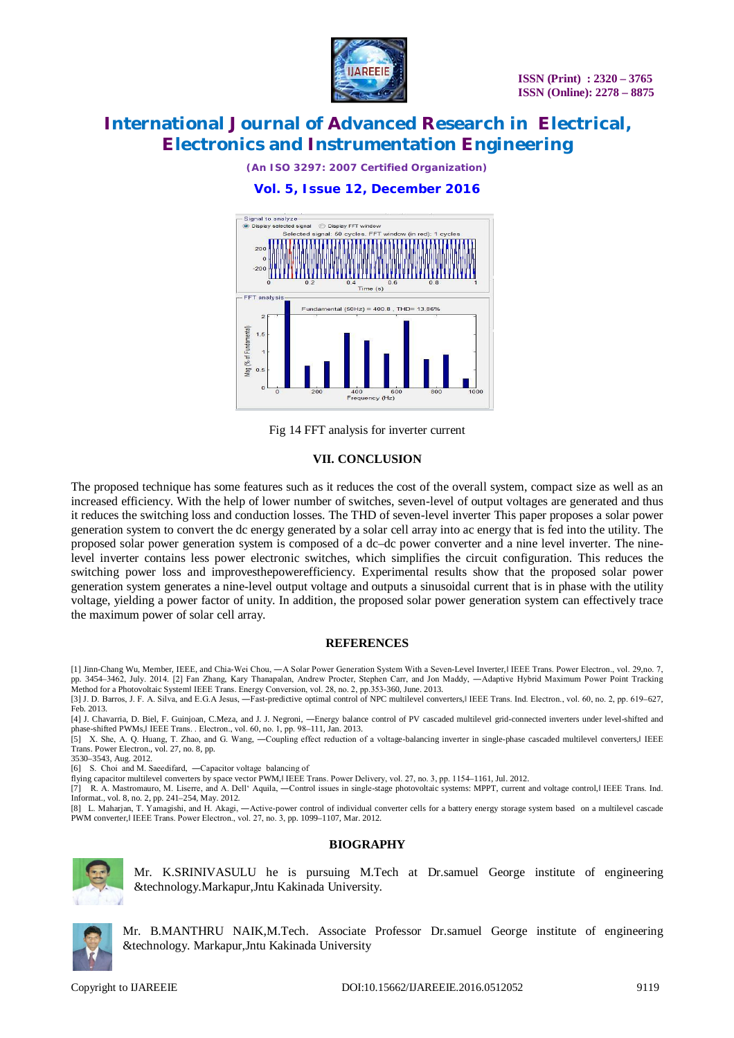Signal to analyze
Display selected signal
Display FFT window
Selected signal: 50 cycles. FFT window (in red): 1 cycles
200
0
-200
0
0.2
0.4
0.6
0.8
1
Time (s)
FFT analysis
Fundamental (50Hz) = 400.8 , THD= 13.86%
Mag (% of Fundamental)
2
1.5
1
0.5
0
0
200
400
600
800
1000
Frequency (Hz)

Fig 14 FFT analysis for inverter current

## VII. CONCLUSION

The proposed technique has some features such as it reduces the cost of the overall system, compact size as well as an increased efficiency. With the help of lower number of switches, seven-level of output voltages are generated and thus it reduces the switching loss and conduction losses. The THD of seven-level inverter This paper proposes a solar power generation system to convert the dc energy generated by a solar cell array into ac energy that is fed into the utility. The proposed solar power generation system is composed of a dc–dc power converter and a nine level inverter. The nine-level inverter contains less power electronic switches, which simplifies the circuit configuration. This reduces the switching power loss and improvesthepowerefficiency. Experimental results show that the proposed solar power generation system generates a nine-level output voltage and outputs a sinusoidal current that is in phase with the utility voltage, yielding a power factor of unity. In addition, the proposed solar power generation system can effectively trace the maximum power of solar cell array.

## REFERENCES

[1] Jinn-Chang Wu, Member, IEEE, and Chia-Wei Chou, ―A Solar Power Generation System With a Seven-Level Inverter,‖ IEEE Trans. Power Electron., vol. 29,no. 7, pp. 3454–3462, July. 2014. [2] Fan Zhang, Kary Thanapalan, Andrew Procter, Stephen Carr, and Jon Maddy, ―Adaptive Hybrid Maximum Power Point Tracking Method for a Photovoltaic System‖ IEEE Trans. Energy Conversion, vol. 28, no. 2, pp.353-360, June. 2013.

[3] J. D. Barros, J. F. A. Silva, and E.G.A Jesus, ―Fast-predictive optimal control of NPC multilevel converters,‖ IEEE Trans. Ind. Electron., vol. 60, no. 2, pp. 619–627, Feb. 2013.

[4] J. Chavarria, D. Biel, F. Guinjoan, C.Meza, and J. J. Negroni, ―Energy balance control of PV cascaded multilevel grid-connected inverters under level-shifted and phase-shifted PWMs,‖ IEEE Trans. . Electron., vol. 60, no. 1, pp. 98–111, Jan. 2013.

[5] X. She, A. Q. Huang, T. Zhao, and G. Wang, ―Coupling effect reduction of a voltage-balancing inverter in single-phase cascaded multilevel converters,‖ IEEE Trans. Power Electron., vol. 27, no. 8, pp.
3530–3543, Aug. 2012.

[6] S. Choi and M. Saeedifard, ―Capacitor voltage balancing of
flying capacitor multilevel converters by space vector PWM,‖ IEEE Trans. Power Delivery, vol. 27, no. 3, pp. 1154–1161, Jul. 2012.

[7] R. A. Mastromauro, M. Liserre, and A. Dell‘ Aquila, ―Control issues in single-stage photovoltaic systems: MPPT, current and voltage control,‖ IEEE Trans. Ind. Informat., vol. 8, no. 2, pp. 241–254, May. 2012.

[8] L. Maharjan, T. Yamagishi, and H. Akagi, ―Active-power control of individual converter cells for a battery energy storage system based on a multilevel cascade PWM converter,‖ IEEE Trans. Power Electron., vol. 27, no. 3, pp. 1099–1107, Mar. 2012.

## BIOGRAPHY

Mr. K.SRINIVASULU he is pursuing M.Tech at Dr.samuel George institute of engineering &technology.Markapur,Jntu Kakinada University.

Mr. B.MANTHRU NAIK,M.Tech. Associate Professor Dr.samuel George institute of engineering &technology. Markapur,Jntu Kakinada University